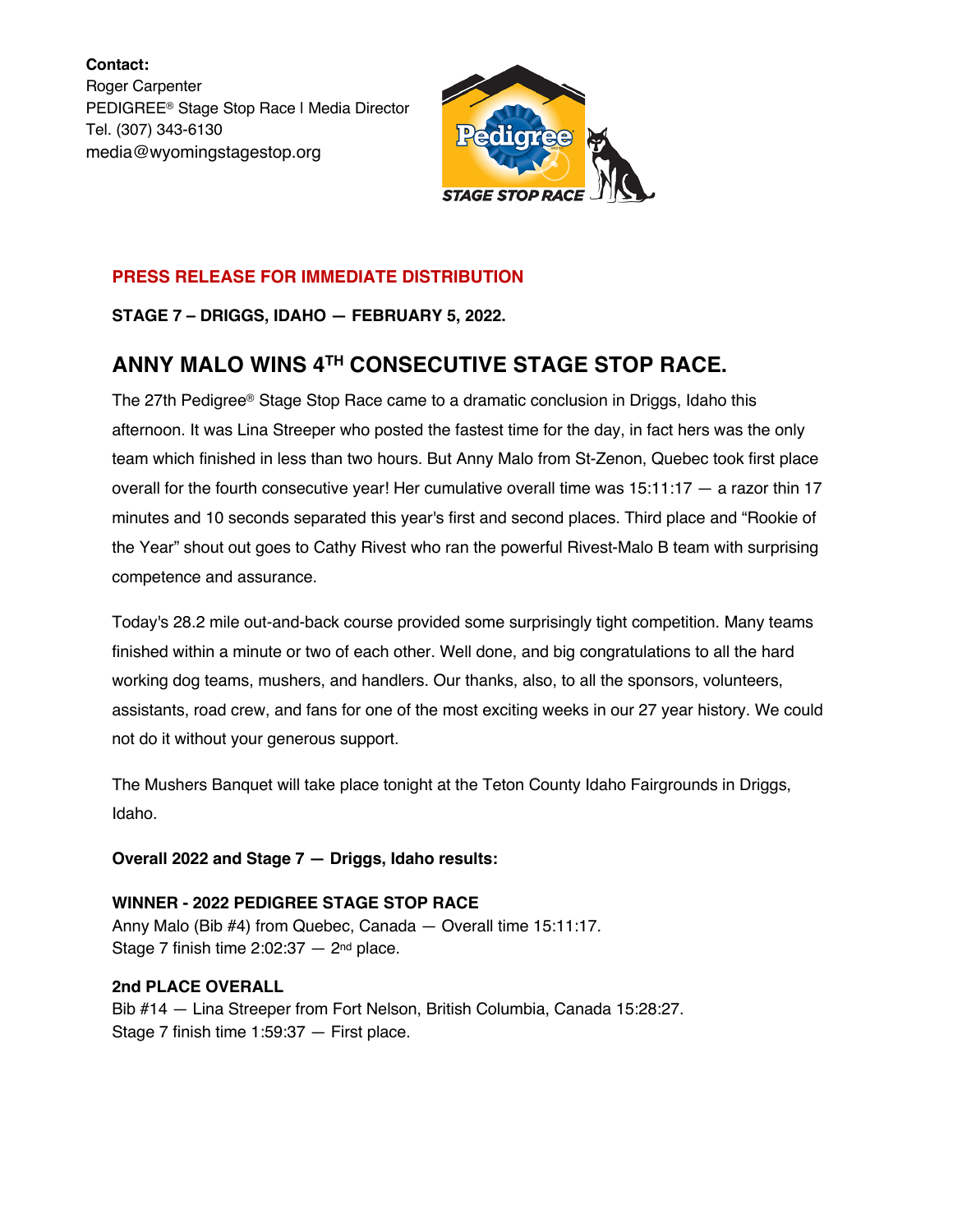**Contact:**
Roger Carpenter
PEDIGREE® Stage Stop Race | Media Director
Tel. (307) 343-6130
media@wyomingstagestop.org

**PRESS RELEASE FOR IMMEDIATE DISTRIBUTION**

**STAGE 7 – DRIGGS, IDAHO — FEBRUARY 5, 2022.**

## ANNY MALO WINS 4TH CONSECUTIVE STAGE STOP RACE.

The 27th Pedigree® Stage Stop Race came to a dramatic conclusion in Driggs, Idaho this afternoon. It was Lina Streeper who posted the fastest time for the day, in fact hers was the only team which finished in less than two hours. But Anny Malo from St-Zenon, Quebec took first place overall for the fourth consecutive year! Her cumulative overall time was 15:11:17 — a razor thin 17 minutes and 10 seconds separated this year's first and second places. Third place and "Rookie of the Year" shout out goes to Cathy Rivest who ran the powerful Rivest-Malo B team with surprising competence and assurance.

Today's 28.2 mile out-and-back course provided some surprisingly tight competition. Many teams finished within a minute or two of each other. Well done, and big congratulations to all the hard working dog teams, mushers, and handlers. Our thanks, also, to all the sponsors, volunteers, assistants, road crew, and fans for one of the most exciting weeks in our 27 year history. We could not do it without your generous support.

The Mushers Banquet will take place tonight at the Teton County Idaho Fairgrounds in Driggs, Idaho.

**Overall 2022 and Stage 7 — Driggs, Idaho results:**

**WINNER - 2022 PEDIGREE STAGE STOP RACE**
Anny Malo (Bib #4) from Quebec, Canada — Overall time 15:11:17.
Stage 7 finish time 2:02:37 — 2nd place.

**2nd PLACE OVERALL**
Bib #14 — Lina Streeper from Fort Nelson, British Columbia, Canada 15:28:27.
Stage 7 finish time 1:59:37 — First place.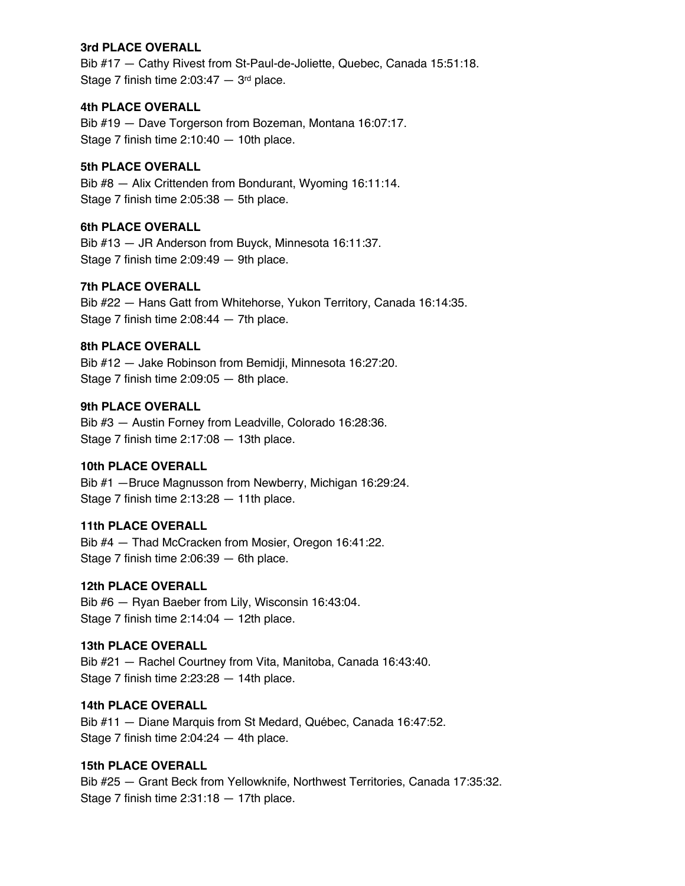**3rd PLACE OVERALL**

Bib #17 — Cathy Rivest from St-Paul-de-Joliette, Quebec, Canada 15:51:18.
Stage 7 finish time 2:03:47 — 3rd place.

**4th PLACE OVERALL**

Bib #19 — Dave Torgerson from Bozeman, Montana 16:07:17.
Stage 7 finish time 2:10:40 — 10th place.

**5th PLACE OVERALL**

Bib #8 — Alix Crittenden from Bondurant, Wyoming 16:11:14.
Stage 7 finish time 2:05:38 — 5th place.

**6th PLACE OVERALL**

Bib #13 — JR Anderson from Buyck, Minnesota 16:11:37.
Stage 7 finish time 2:09:49 — 9th place.

**7th PLACE OVERALL**

Bib #22 — Hans Gatt from Whitehorse, Yukon Territory, Canada 16:14:35.
Stage 7 finish time 2:08:44 — 7th place.

**8th PLACE OVERALL**

Bib #12 — Jake Robinson from Bemidji, Minnesota 16:27:20.
Stage 7 finish time 2:09:05 — 8th place.

**9th PLACE OVERALL**

Bib #3 — Austin Forney from Leadville, Colorado 16:28:36.
Stage 7 finish time 2:17:08 — 13th place.

**10th PLACE OVERALL**

Bib #1 —Bruce Magnusson from Newberry, Michigan 16:29:24.
Stage 7 finish time 2:13:28 — 11th place.

**11th PLACE OVERALL**

Bib #4 — Thad McCracken from Mosier, Oregon 16:41:22.
Stage 7 finish time 2:06:39 — 6th place.

**12th PLACE OVERALL**

Bib #6 — Ryan Baeber from Lily, Wisconsin 16:43:04.
Stage 7 finish time 2:14:04 — 12th place.

**13th PLACE OVERALL**

Bib #21 — Rachel Courtney from Vita, Manitoba, Canada 16:43:40.
Stage 7 finish time 2:23:28 — 14th place.

**14th PLACE OVERALL**

Bib #11 — Diane Marquis from St Medard, Québec, Canada 16:47:52.
Stage 7 finish time 2:04:24 — 4th place.

**15th PLACE OVERALL**

Bib #25 — Grant Beck from Yellowknife, Northwest Territories, Canada 17:35:32.
Stage 7 finish time 2:31:18 — 17th place.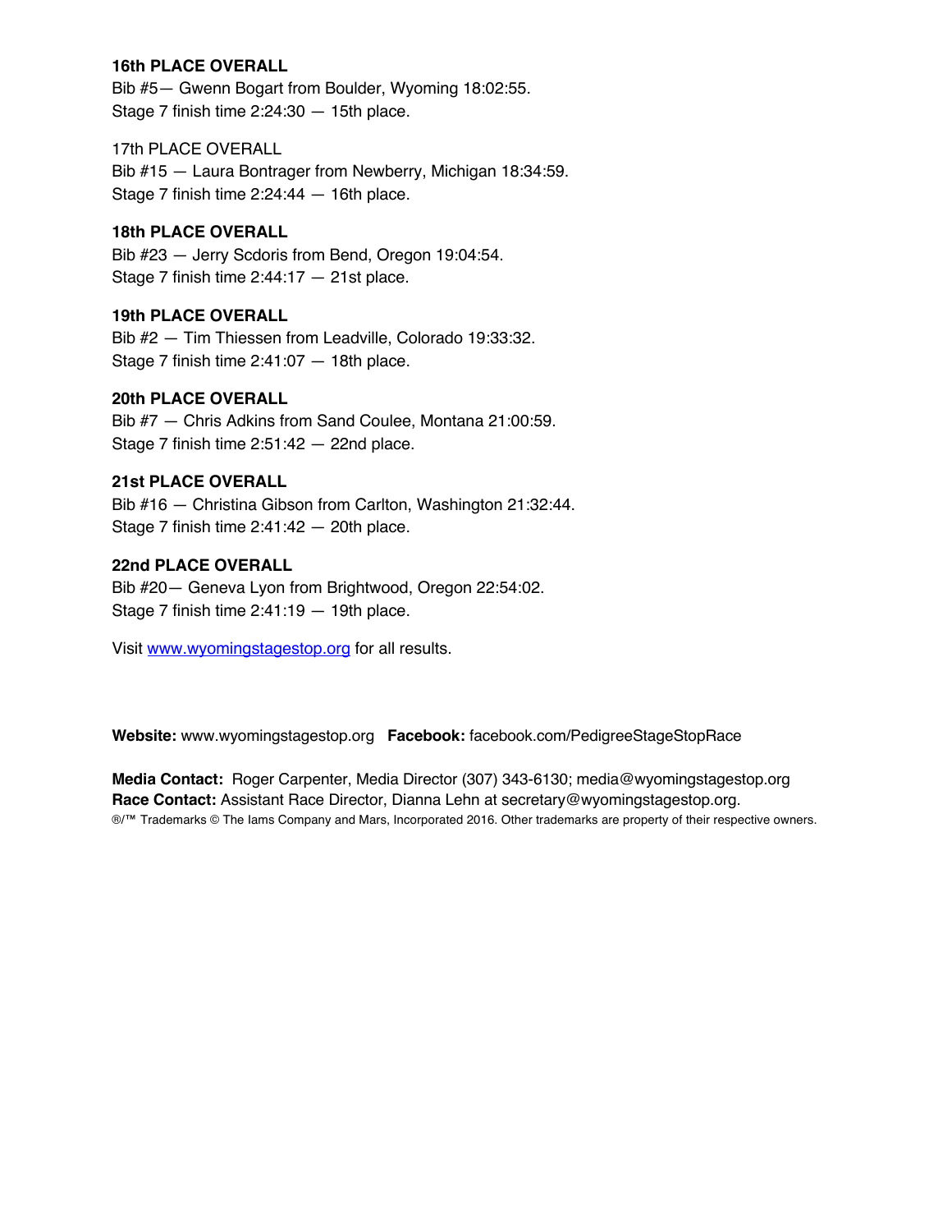**16th PLACE OVERALL**
Bib #5— Gwenn Bogart from Boulder, Wyoming 18:02:55.
Stage 7 finish time 2:24:30 — 15th place.

17th PLACE OVERALL
Bib #15 — Laura Bontrager from Newberry, Michigan 18:34:59.
Stage 7 finish time 2:24:44 — 16th place.

**18th PLACE OVERALL**
Bib #23 — Jerry Scdoris from Bend, Oregon 19:04:54.
Stage 7 finish time 2:44:17 — 21st place.

**19th PLACE OVERALL**
Bib #2 — Tim Thiessen from Leadville, Colorado 19:33:32.
Stage 7 finish time 2:41:07 — 18th place.

**20th PLACE OVERALL**
Bib #7 — Chris Adkins from Sand Coulee, Montana 21:00:59.
Stage 7 finish time 2:51:42 — 22nd place.

**21st PLACE OVERALL**
Bib #16 — Christina Gibson from Carlton, Washington 21:32:44.
Stage 7 finish time 2:41:42 — 20th place.

**22nd PLACE OVERALL**
Bib #20— Geneva Lyon from Brightwood, Oregon 22:54:02.
Stage 7 finish time 2:41:19 — 19th place.

Visit [www.wyomingstagestop.org](http://www.wyomingstagestop.org) for all results.

**Website:** www.wyomingstagestop.org **Facebook:** facebook.com/PedigreeStageStopRace

**Media Contact:** Roger Carpenter, Media Director (307) 343-6130; media@wyomingstagestop.org
**Race Contact:** Assistant Race Director, Dianna Lehn at secretary@wyomingstagestop.org.
®/™ Trademarks © The Iams Company and Mars, Incorporated 2016. Other trademarks are property of their respective owners.